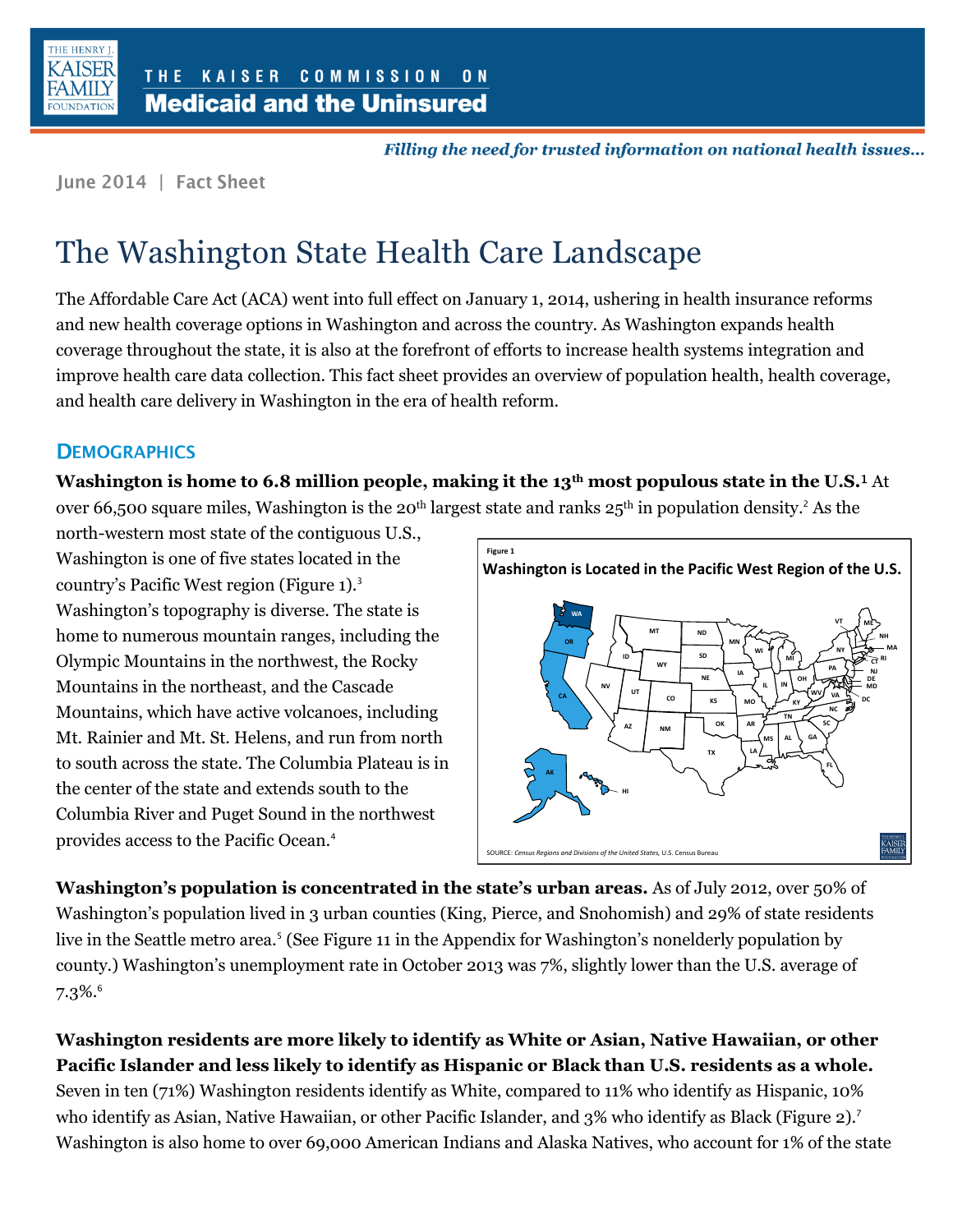THE KAISER COMMISSION ON **Medicaid and the Uninsured**

*Filling the need for trusted information on national health issues...*

June 2014 | Fact Sheet

# The Washington State Health Care Landscape

The Affordable Care Act (ACA) went into full effect on January 1, 2014, ushering in health insurance reforms and new health coverage options in Washington and across the country. As Washington expands health coverage throughout the state, it is also at the forefront of efforts to increase health systems integration and improve health care data collection. This fact sheet provides an overview of population health, health coverage, and health care delivery in Washington in the era of health reform.

## Demographics

**Washington is home to 6.8 million people, making it the 13th most populous state in the U.S.**[1] At over 66,500 square miles, Washington is the 20th largest state and ranks 25th in population density.[2] As the north-western most state of the contiguous U.S., Washington is one of five states located in the country's Pacific West region (Figure 1).[3] Washington's topography is diverse. The state is home to numerous mountain ranges, including the Olympic Mountains in the northwest, the Rocky Mountains in the northeast, and the Cascade Mountains, which have active volcanoes, including Mt. Rainier and Mt. St. Helens, and run from north to south across the state. The Columbia Plateau is in the center of the state and extends south to the Columbia River and Puget Sound in the northwest provides access to the Pacific Ocean.[4]

Figure 1

Washington is Located in the Pacific West Region of the U.S.

SOURCE: *Census Regions and Divisions of the United States*, U.S. Census Bureau

**Washington's population is concentrated in the state's urban areas.** As of July 2012, over 50% of Washington's population lived in 3 urban counties (King, Pierce, and Snohomish) and 29% of state residents live in the Seattle metro area.[5] (See Figure 11 in the Appendix for Washington's nonelderly population by county.) Washington's unemployment rate in October 2013 was 7%, slightly lower than the U.S. average of 7.3%.[6]

**Washington residents are more likely to identify as White or Asian, Native Hawaiian, or other Pacific Islander and less likely to identify as Hispanic or Black than U.S. residents as a whole.** Seven in ten (71%) Washington residents identify as White, compared to 11% who identify as Hispanic, 10% who identify as Asian, Native Hawaiian, or other Pacific Islander, and 3% who identify as Black (Figure 2).[7] Washington is also home to over 69,000 American Indians and Alaska Natives, who account for 1% of the state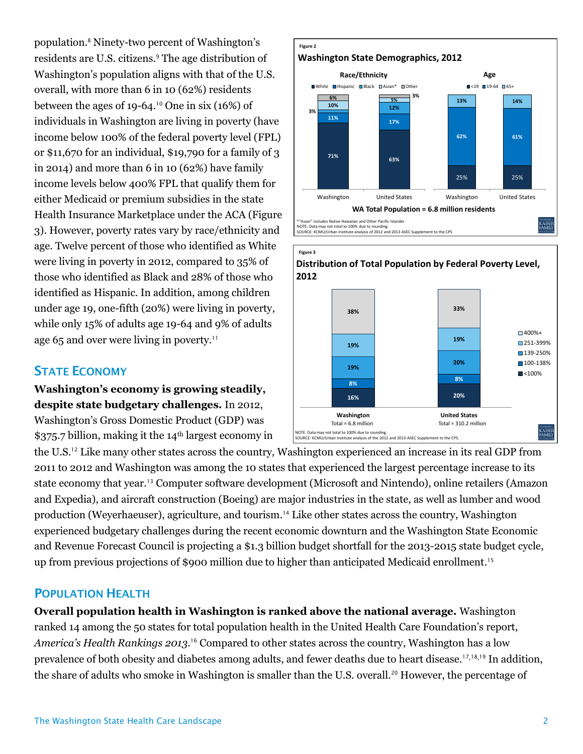population.[8] Ninety-two percent of Washington's residents are U.S. citizens.[9] The age distribution of Washington's population aligns with that of the U.S. overall, with more than 6 in 10 (62%) residents between the ages of 19-64.[10] One in six (16%) of individuals in Washington are living in poverty (have income below 100% of the federal poverty level (FPL) or $11,670 for an individual, $19,790 for a family of 3 in 2014) and more than 6 in 10 (62%) have family income levels below 400% FPL that qualify them for either Medicaid or premium subsidies in the state Health Insurance Marketplace under the ACA (Figure 3). However, poverty rates vary by race/ethnicity and age. Twelve percent of those who identified as White were living in poverty in 2012, compared to 35% of those who identified as Black and 28% of those who identified as Hispanic. In addition, among children under age 19, one-fifth (20%) were living in poverty, while only 15% of adults age 19-64 and 9% of adults age 65 and over were living in poverty.[11]

Figure 2

**Washington State Demographics, 2012**

Race/Ethnicity

| | White | Hispanic | Black | Asian* | Other |
|---|---|---|---|---|---|
| Washington | 71% | 11% | 3% | 10% | 6% |
| United States | 63% | 17% | 12% | 5% | 3% |

Age

| | <19 | 19-64 | 65+ |
|---|---|---|---|
| Washington | 25% | 62% | 13% |
| United States | 25% | 61% | 14% |

WA Total Population = 6.8 million residents

*"Asian" includes Native Hawaiian and Other Pacific Islander
NOTE: Data may not total to 100% due to rounding.
SOURCE: KCMU/Urban Institute analysis of 2012 and 2013 ASEC Supplement to the CPS

Figure 3

**Distribution of Total Population by Federal Poverty Level, 2012**

| | <100% | 100-138% | 139-250% | 251-399% | 400%+ |
|---|---|---|---|---|---|
| Washington (Total = 6.8 million) | 16% | 8% | 19% | 19% | 38% |
| United States (Total = 310.2 million) | 20% | 8% | 20% | 19% | 33% |

NOTE: Data may not total to 100% due to rounding.
SOURCE: KCMU/Urban Institute analysis of the 2012 and 2013 ASEC Supplement to the CPS.

## State Economy

**Washington's economy is growing steadily, despite state budgetary challenges.** In 2012, Washington's Gross Domestic Product (GDP) was $375.7 billion, making it the 14th largest economy in the U.S.[12] Like many other states across the country, Washington experienced an increase in its real GDP from 2011 to 2012 and Washington was among the 10 states that experienced the largest percentage increase to its state economy that year.[13] Computer software development (Microsoft and Nintendo), online retailers (Amazon and Expedia), and aircraft construction (Boeing) are major industries in the state, as well as lumber and wood production (Weyerhaeuser), agriculture, and tourism.[14] Like other states across the country, Washington experienced budgetary challenges during the recent economic downturn and the Washington State Economic and Revenue Forecast Council is projecting a $1.3 billion budget shortfall for the 2013-2015 state budget cycle, up from previous projections of $900 million due to higher than anticipated Medicaid enrollment.[15]

## Population Health

**Overall population health in Washington is ranked above the national average.** Washington ranked 14 among the 50 states for total population health in the United Health Care Foundation's report, *America's Health Rankings 2013*.[16] Compared to other states across the country, Washington has a low prevalence of both obesity and diabetes among adults, and fewer deaths due to heart disease.[17,18,19] In addition, the share of adults who smoke in Washington is smaller than the U.S. overall.[20] However, the percentage of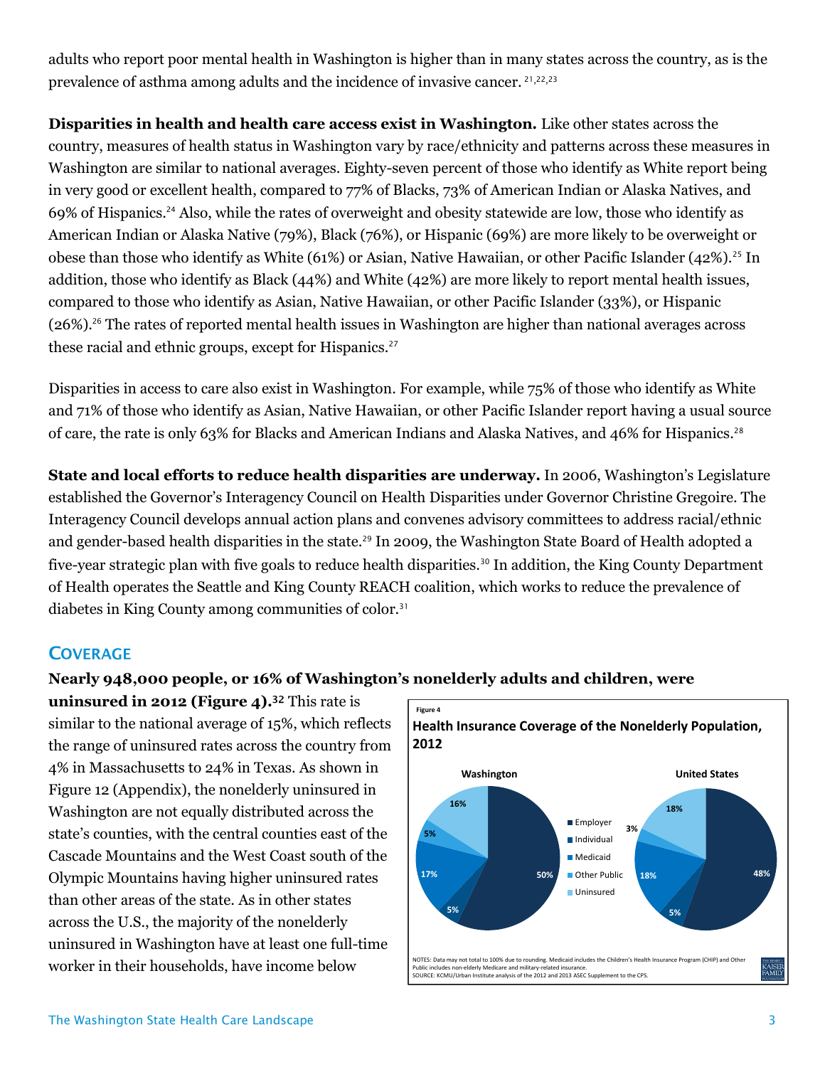adults who report poor mental health in Washington is higher than in many states across the country, as is the prevalence of asthma among adults and the incidence of invasive cancer. [21,22,23]

**Disparities in health and health care access exist in Washington.** Like other states across the country, measures of health status in Washington vary by race/ethnicity and patterns across these measures in Washington are similar to national averages. Eighty-seven percent of those who identify as White report being in very good or excellent health, compared to 77% of Blacks, 73% of American Indian or Alaska Natives, and 69% of Hispanics.[24] Also, while the rates of overweight and obesity statewide are low, those who identify as American Indian or Alaska Native (79%), Black (76%), or Hispanic (69%) are more likely to be overweight or obese than those who identify as White (61%) or Asian, Native Hawaiian, or other Pacific Islander (42%).[25] In addition, those who identify as Black (44%) and White (42%) are more likely to report mental health issues, compared to those who identify as Asian, Native Hawaiian, or other Pacific Islander (33%), or Hispanic (26%).[26] The rates of reported mental health issues in Washington are higher than national averages across these racial and ethnic groups, except for Hispanics.[27]

Disparities in access to care also exist in Washington. For example, while 75% of those who identify as White and 71% of those who identify as Asian, Native Hawaiian, or other Pacific Islander report having a usual source of care, the rate is only 63% for Blacks and American Indians and Alaska Natives, and 46% for Hispanics.[28]

**State and local efforts to reduce health disparities are underway.** In 2006, Washington's Legislature established the Governor's Interagency Council on Health Disparities under Governor Christine Gregoire. The Interagency Council develops annual action plans and convenes advisory committees to address racial/ethnic and gender-based health disparities in the state.[29] In 2009, the Washington State Board of Health adopted a five-year strategic plan with five goals to reduce health disparities.[30] In addition, the King County Department of Health operates the Seattle and King County REACH coalition, which works to reduce the prevalence of diabetes in King County among communities of color.[31]

## Coverage

**Nearly 948,000 people, or 16% of Washington's nonelderly adults and children, were uninsured in 2012 (Figure 4).**[32] This rate is similar to the national average of 15%, which reflects the range of uninsured rates across the country from 4% in Massachusetts to 24% in Texas. As shown in Figure 12 (Appendix), the nonelderly uninsured in Washington are not equally distributed across the state's counties, with the central counties east of the Cascade Mountains and the West Coast south of the Olympic Mountains having higher uninsured rates than other areas of the state. As in other states across the U.S., the majority of the nonelderly uninsured in Washington have at least one full-time worker in their households, have income below

Figure 4

**Health Insurance Coverage of the Nonelderly Population, 2012**

| Coverage | Washington | United States |
|---|---|---|
| Employer | 50% | 48% |
| Individual | 5% | 5% |
| Medicaid | 17% | 18% |
| Other Public | 5% | 3% |
| Uninsured | 16% | 18% |

NOTES: Data may not total to 100% due to rounding. Medicaid includes the Children's Health Insurance Program (CHIP) and Other Public includes non-elderly Medicare and military-related insurance.
SOURCE: KCMU/Urban Institute analysis of the 2012 and 2013 ASEC Supplement to the CPS.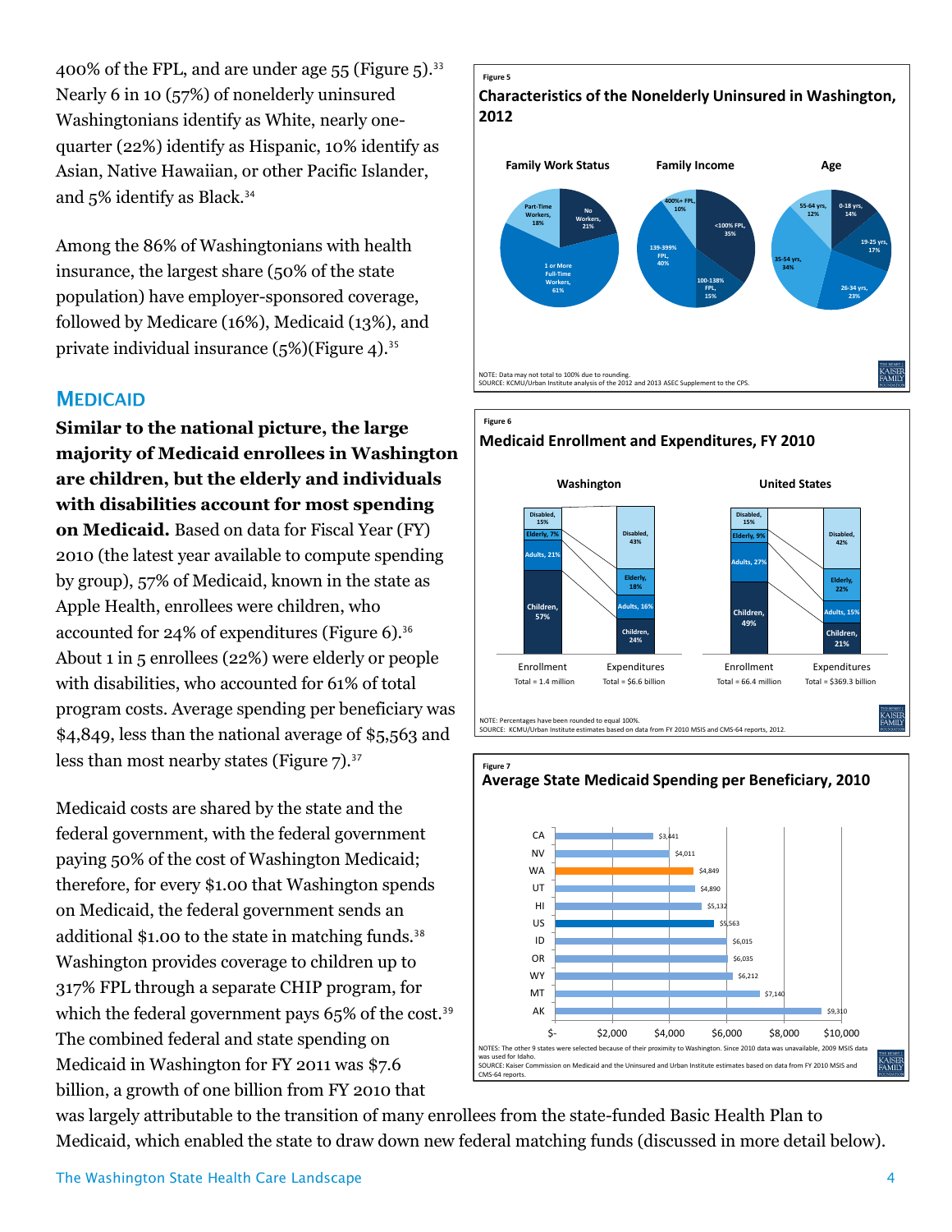400% of the FPL, and are under age 55 (Figure 5).[33] Nearly 6 in 10 (57%) of nonelderly uninsured Washingtonians identify as White, nearly one-quarter (22%) identify as Hispanic, 10% identify as Asian, Native Hawaiian, or other Pacific Islander, and 5% identify as Black.[34]

Among the 86% of Washingtonians with health insurance, the largest share (50% of the state population) have employer-sponsored coverage, followed by Medicare (16%), Medicaid (13%), and private individual insurance (5%)(Figure 4).[35]

Figure 5

**Characteristics of the Nonelderly Uninsured in Washington, 2012**

| Family Work Status | | Family Income | | Age | |
|---|---|---|---|---|---|
| No Workers | 21% | <100% FPL | 35% | 0-18 yrs | 14% |
| Part-Time Workers | 18% | 100-138% FPL | 15% | 19-25 yrs | 17% |
| 1 or More Full-Time Workers | 61% | 139-399% FPL | 40% | 26-34 yrs | 23% |
| | | 400%+ FPL | 10% | 35-54 yrs | 34% |
| | | | | 55-64 yrs | 12% |

NOTE: Data may not total to 100% due to rounding.
SOURCE: KCMU/Urban Institute analysis of the 2012 and 2013 ASEC Supplement to the CPS.

## MEDICAID

**Similar to the national picture, the large majority of Medicaid enrollees in Washington are children, but the elderly and individuals with disabilities account for most spending on Medicaid.** Based on data for Fiscal Year (FY) 2010 (the latest year available to compute spending by group), 57% of Medicaid, known in the state as Apple Health, enrollees were children, who accounted for 24% of expenditures (Figure 6).[36] About 1 in 5 enrollees (22%) were elderly or people with disabilities, who accounted for 61% of total program costs. Average spending per beneficiary was $4,849, less than the national average of $5,563 and less than most nearby states (Figure 7).[37]

Figure 6

**Medicaid Enrollment and Expenditures, FY 2010**

| | Washington Enrollment | Washington Expenditures | United States Enrollment | United States Expenditures |
|---|---|---|---|---|
| Disabled | 15% | 43% | 15% | 42% |
| Elderly | 7% | 18% | 9% | 22% |
| Adults | 21% | 16% | 27% | 15% |
| Children | 57% | 24% | 49% | 21% |
| Total | 1.4 million | $6.6 billion | 66.4 million | $369.3 billion |

NOTE: Percentages have been rounded to equal 100%.
SOURCE: KCMU/Urban Institute estimates based on data from FY 2010 MSIS and CMS-64 reports, 2012.

Medicaid costs are shared by the state and the federal government, with the federal government paying 50% of the cost of Washington Medicaid; therefore, for every $1.00 that Washington spends on Medicaid, the federal government sends an additional $1.00 to the state in matching funds.[38] Washington provides coverage to children up to 317% FPL through a separate CHIP program, for which the federal government pays 65% of the cost.[39] The combined federal and state spending on Medicaid in Washington for FY 2011 was $7.6 billion, a growth of one billion from FY 2010 that was largely attributable to the transition of many enrollees from the state-funded Basic Health Plan to Medicaid, which enabled the state to draw down new federal matching funds (discussed in more detail below).

Figure 7

**Average State Medicaid Spending per Beneficiary, 2010**

| State | Spending per Beneficiary |
|---|---|
| CA | $3,441 |
| NV | $4,011 |
| WA | $4,849 |
| UT | $4,890 |
| HI | $5,132 |
| US | $5,563 |
| ID | $6,015 |
| OR | $6,035 |
| WY | $6,212 |
| MT | $7,140 |
| AK | $9,310 |

NOTES: The other 9 states were selected because of their proximity to Washington. Since 2010 data was unavailable, 2009 MSIS data was used for Idaho.
SOURCE: Kaiser Commission on Medicaid and the Uninsured and Urban Institute estimates based on data from FY 2010 MSIS and CMS-64 reports.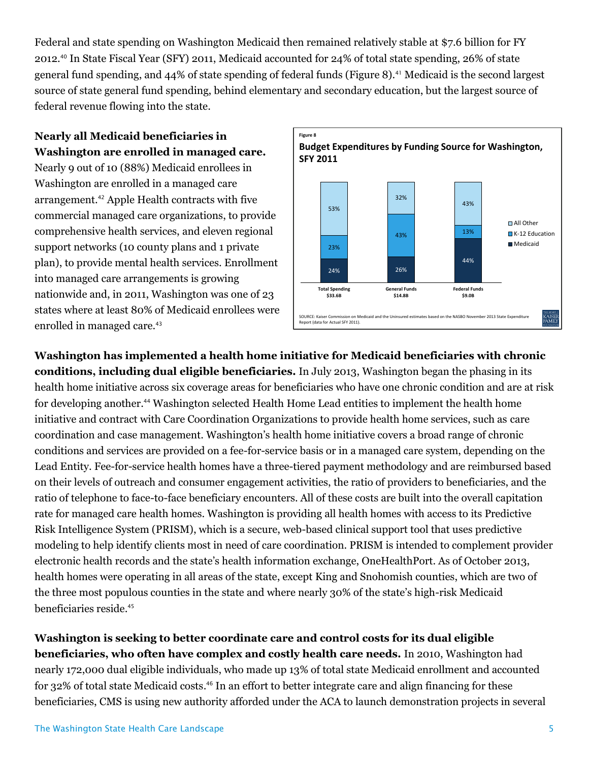Federal and state spending on Washington Medicaid then remained relatively stable at $7.6 billion for FY 2012.[40] In State Fiscal Year (SFY) 2011, Medicaid accounted for 24% of total state spending, 26% of state general fund spending, and 44% of state spending of federal funds (Figure 8).[41] Medicaid is the second largest source of state general fund spending, behind elementary and secondary education, but the largest source of federal revenue flowing into the state.

**Nearly all Medicaid beneficiaries in Washington are enrolled in managed care.** Nearly 9 out of 10 (88%) Medicaid enrollees in Washington are enrolled in a managed care arrangement.[42] Apple Health contracts with five commercial managed care organizations, to provide comprehensive health services, and eleven regional support networks (10 county plans and 1 private plan), to provide mental health services. Enrollment into managed care arrangements is growing nationwide and, in 2011, Washington was one of 23 states where at least 80% of Medicaid enrollees were enrolled in managed care.[43]

Figure 8

**Budget Expenditures by Funding Source for Washington, SFY 2011**

| | Total Spending $33.6B | General Funds $14.8B | Federal Funds $9.0B |
|---|---|---|---|
| All Other | 53% | 32% | 43% |
| K-12 Education | 23% | 43% | 13% |
| Medicaid | 24% | 26% | 44% |

SOURCE: Kaiser Commission on Medicaid and the Uninsured estimates based on the NASBO November 2013 State Expenditure Report (data for Actual SFY 2011).

**Washington has implemented a health home initiative for Medicaid beneficiaries with chronic conditions, including dual eligible beneficiaries.** In July 2013, Washington began the phasing in its health home initiative across six coverage areas for beneficiaries who have one chronic condition and are at risk for developing another.[44] Washington selected Health Home Lead entities to implement the health home initiative and contract with Care Coordination Organizations to provide health home services, such as care coordination and case management. Washington's health home initiative covers a broad range of chronic conditions and services are provided on a fee-for-service basis or in a managed care system, depending on the Lead Entity. Fee-for-service health homes have a three-tiered payment methodology and are reimbursed based on their levels of outreach and consumer engagement activities, the ratio of providers to beneficiaries, and the ratio of telephone to face-to-face beneficiary encounters. All of these costs are built into the overall capitation rate for managed care health homes. Washington is providing all health homes with access to its Predictive Risk Intelligence System (PRISM), which is a secure, web-based clinical support tool that uses predictive modeling to help identify clients most in need of care coordination. PRISM is intended to complement provider electronic health records and the state's health information exchange, OneHealthPort. As of October 2013, health homes were operating in all areas of the state, except King and Snohomish counties, which are two of the three most populous counties in the state and where nearly 30% of the state's high-risk Medicaid beneficiaries reside.[45]

**Washington is seeking to better coordinate care and control costs for its dual eligible beneficiaries, who often have complex and costly health care needs.** In 2010, Washington had nearly 172,000 dual eligible individuals, who made up 13% of total state Medicaid enrollment and accounted for 32% of total state Medicaid costs.[46] In an effort to better integrate care and align financing for these beneficiaries, CMS is using new authority afforded under the ACA to launch demonstration projects in several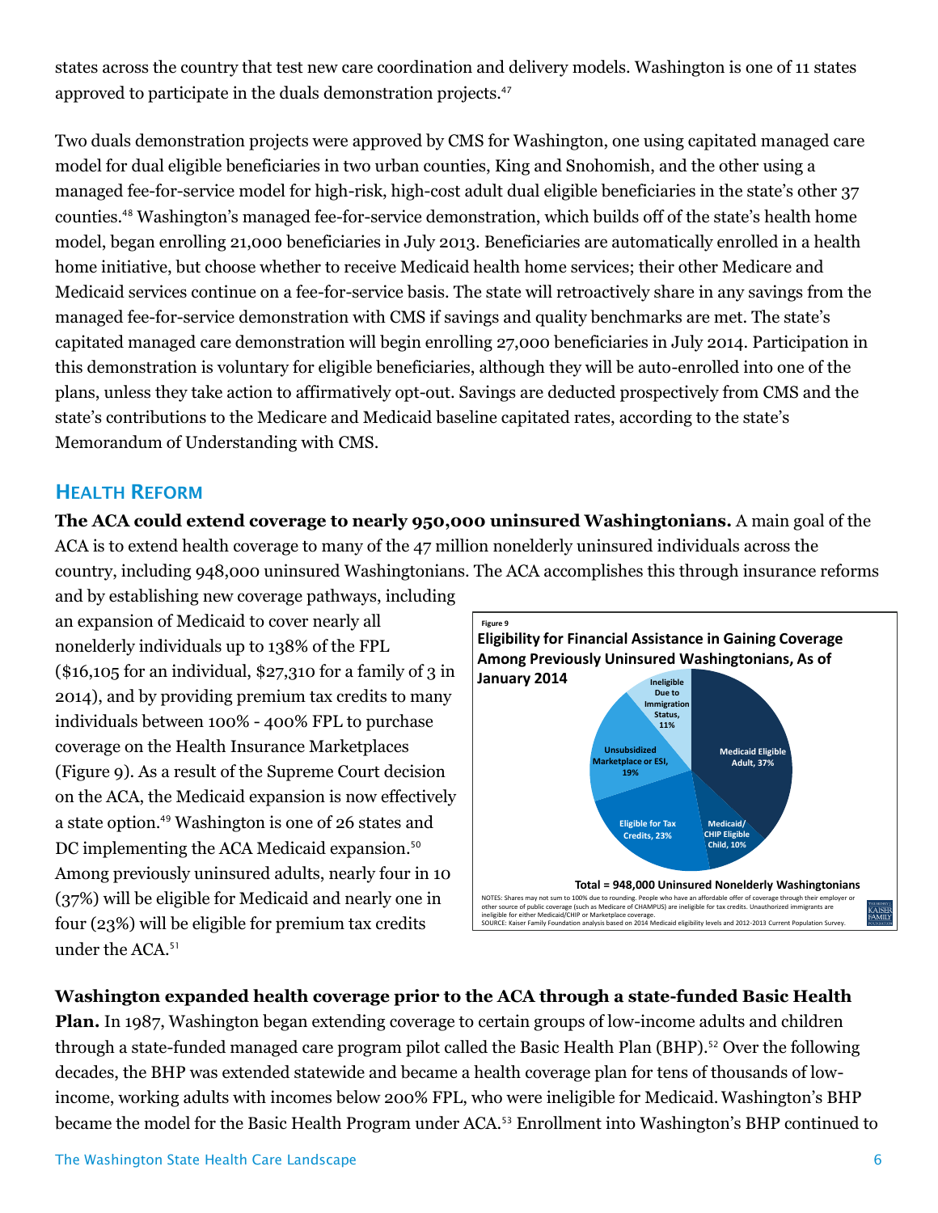states across the country that test new care coordination and delivery models. Washington is one of 11 states approved to participate in the duals demonstration projects.[47]

Two duals demonstration projects were approved by CMS for Washington, one using capitated managed care model for dual eligible beneficiaries in two urban counties, King and Snohomish, and the other using a managed fee-for-service model for high-risk, high-cost adult dual eligible beneficiaries in the state's other 37 counties.[48] Washington's managed fee-for-service demonstration, which builds off of the state's health home model, began enrolling 21,000 beneficiaries in July 2013. Beneficiaries are automatically enrolled in a health home initiative, but choose whether to receive Medicaid health home services; their other Medicare and Medicaid services continue on a fee-for-service basis. The state will retroactively share in any savings from the managed fee-for-service demonstration with CMS if savings and quality benchmarks are met. The state's capitated managed care demonstration will begin enrolling 27,000 beneficiaries in July 2014. Participation in this demonstration is voluntary for eligible beneficiaries, although they will be auto-enrolled into one of the plans, unless they take action to affirmatively opt-out. Savings are deducted prospectively from CMS and the state's contributions to the Medicare and Medicaid baseline capitated rates, according to the state's Memorandum of Understanding with CMS.

## HEALTH REFORM

**The ACA could extend coverage to nearly 950,000 uninsured Washingtonians.** A main goal of the ACA is to extend health coverage to many of the 47 million nonelderly uninsured individuals across the country, including 948,000 uninsured Washingtonians. The ACA accomplishes this through insurance reforms and by establishing new coverage pathways, including an expansion of Medicaid to cover nearly all nonelderly individuals up to 138% of the FPL ($16,105 for an individual, $27,310 for a family of 3 in 2014), and by providing premium tax credits to many individuals between 100% - 400% FPL to purchase coverage on the Health Insurance Marketplaces (Figure 9). As a result of the Supreme Court decision on the ACA, the Medicaid expansion is now effectively a state option.[49] Washington is one of 26 states and DC implementing the ACA Medicaid expansion.[50] Among previously uninsured adults, nearly four in 10 (37%) will be eligible for Medicaid and nearly one in four (23%) will be eligible for premium tax credits under the ACA.[51]

Figure 9

**Eligibility for Financial Assistance in Gaining Coverage Among Previously Uninsured Washingtonians, As of January 2014**

| Category | Share |
|---|---|
| Medicaid Eligible Adult | 37% |
| Medicaid/CHIP Eligible Child | 10% |
| Eligible for Tax Credits | 23% |
| Unsubsidized Marketplace or ESI | 19% |
| Ineligible Due to Immigration Status | 11% |

**Total = 948,000 Uninsured Nonelderly Washingtonians**

NOTES: Shares may not sum to 100% due to rounding. People who have an affordable offer of coverage through their employer or other source of public coverage (such as Medicare of CHAMPUS) are ineligible for tax credits. Unauthorized immigrants are ineligible for either Medicaid/CHIP or Marketplace coverage.
SOURCE: Kaiser Family Foundation analysis based on 2014 Medicaid eligibility levels and 2012-2013 Current Population Survey.

**Washington expanded health coverage prior to the ACA through a state-funded Basic Health Plan.** In 1987, Washington began extending coverage to certain groups of low-income adults and children through a state-funded managed care program pilot called the Basic Health Plan (BHP).[52] Over the following decades, the BHP was extended statewide and became a health coverage plan for tens of thousands of low-income, working adults with incomes below 200% FPL, who were ineligible for Medicaid. Washington's BHP became the model for the Basic Health Program under ACA.[53] Enrollment into Washington's BHP continued to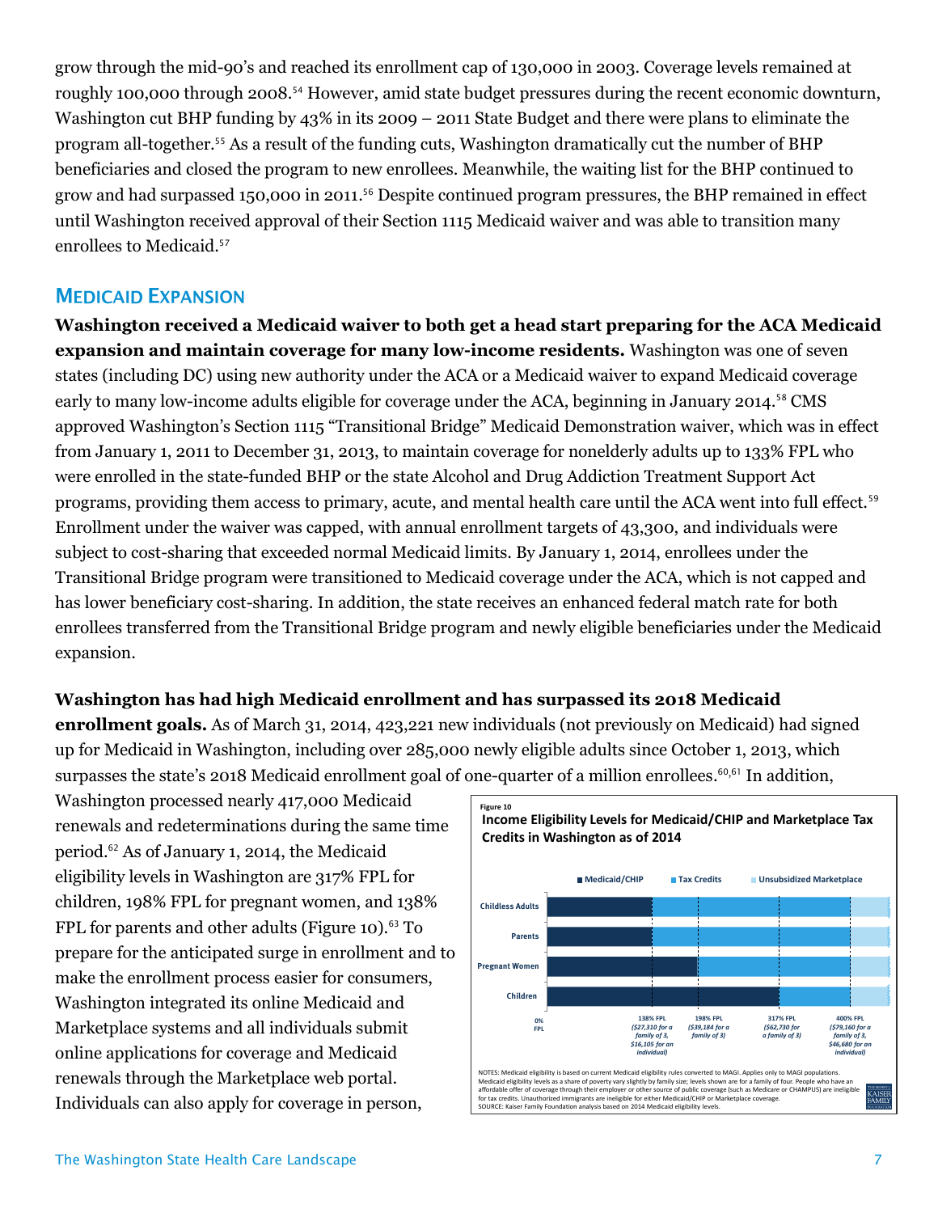grow through the mid-90's and reached its enrollment cap of 130,000 in 2003. Coverage levels remained at roughly 100,000 through 2008.[54] However, amid state budget pressures during the recent economic downturn, Washington cut BHP funding by 43% in its 2009 – 2011 State Budget and there were plans to eliminate the program all-together.[55] As a result of the funding cuts, Washington dramatically cut the number of BHP beneficiaries and closed the program to new enrollees. Meanwhile, the waiting list for the BHP continued to grow and had surpassed 150,000 in 2011.[56] Despite continued program pressures, the BHP remained in effect until Washington received approval of their Section 1115 Medicaid waiver and was able to transition many enrollees to Medicaid.[57]

## Medicaid Expansion

**Washington received a Medicaid waiver to both get a head start preparing for the ACA Medicaid expansion and maintain coverage for many low-income residents.** Washington was one of seven states (including DC) using new authority under the ACA or a Medicaid waiver to expand Medicaid coverage early to many low-income adults eligible for coverage under the ACA, beginning in January 2014.[58] CMS approved Washington's Section 1115 "Transitional Bridge" Medicaid Demonstration waiver, which was in effect from January 1, 2011 to December 31, 2013, to maintain coverage for nonelderly adults up to 133% FPL who were enrolled in the state-funded BHP or the state Alcohol and Drug Addiction Treatment Support Act programs, providing them access to primary, acute, and mental health care until the ACA went into full effect.[59] Enrollment under the waiver was capped, with annual enrollment targets of 43,300, and individuals were subject to cost-sharing that exceeded normal Medicaid limits. By January 1, 2014, enrollees under the Transitional Bridge program were transitioned to Medicaid coverage under the ACA, which is not capped and has lower beneficiary cost-sharing. In addition, the state receives an enhanced federal match rate for both enrollees transferred from the Transitional Bridge program and newly eligible beneficiaries under the Medicaid expansion.

**Washington has had high Medicaid enrollment and has surpassed its 2018 Medicaid enrollment goals.** As of March 31, 2014, 423,221 new individuals (not previously on Medicaid) had signed up for Medicaid in Washington, including over 285,000 newly eligible adults since October 1, 2013, which surpasses the state's 2018 Medicaid enrollment goal of one-quarter of a million enrollees.[60,61] In addition, Washington processed nearly 417,000 Medicaid renewals and redeterminations during the same time period.[62] As of January 1, 2014, the Medicaid eligibility levels in Washington are 317% FPL for children, 198% FPL for pregnant women, and 138% FPL for parents and other adults (Figure 10).[63] To prepare for the anticipated surge in enrollment and to make the enrollment process easier for consumers, Washington integrated its online Medicaid and Marketplace systems and all individuals submit online applications for coverage and Medicaid renewals through the Marketplace web portal. Individuals can also apply for coverage in person,

Figure 10

**Income Eligibility Levels for Medicaid/CHIP and Marketplace Tax Credits in Washington as of 2014**

| Group | Medicaid/CHIP | Tax Credits | Unsubsidized Marketplace |
|---|---|---|---|
| Childless Adults | 0% – 138% FPL | 138% – 400% FPL | Above 400% FPL |
| Parents | 0% – 138% FPL | 138% – 400% FPL | Above 400% FPL |
| Pregnant Women | 0% – 198% FPL | 198% – 400% FPL | Above 400% FPL |
| Children | 0% – 317% FPL | 317% – 400% FPL | Above 400% FPL |

0% FPL; 138% FPL ($27,310 for a family of 3, $16,105 for an individual); 198% FPL ($39,184 for a family of 3); 317% FPL ($62,730 for a family of 3); 400% FPL ($79,160 for a family of 3, $46,680 for an individual)

NOTES: Medicaid eligibility is based on current Medicaid eligibility rules converted to MAGI. Applies only to MAGI populations. Medicaid eligibility levels as a share of poverty vary slightly by family size; levels shown are for a family of four. People who have an affordable offer of coverage through their employer or other source of public coverage (such as Medicare or CHAMPUS) are ineligible for tax credits. Unauthorized immigrants are ineligible for either Medicaid/CHIP or Marketplace coverage.
SOURCE: Kaiser Family Foundation analysis based on 2014 Medicaid eligibility levels.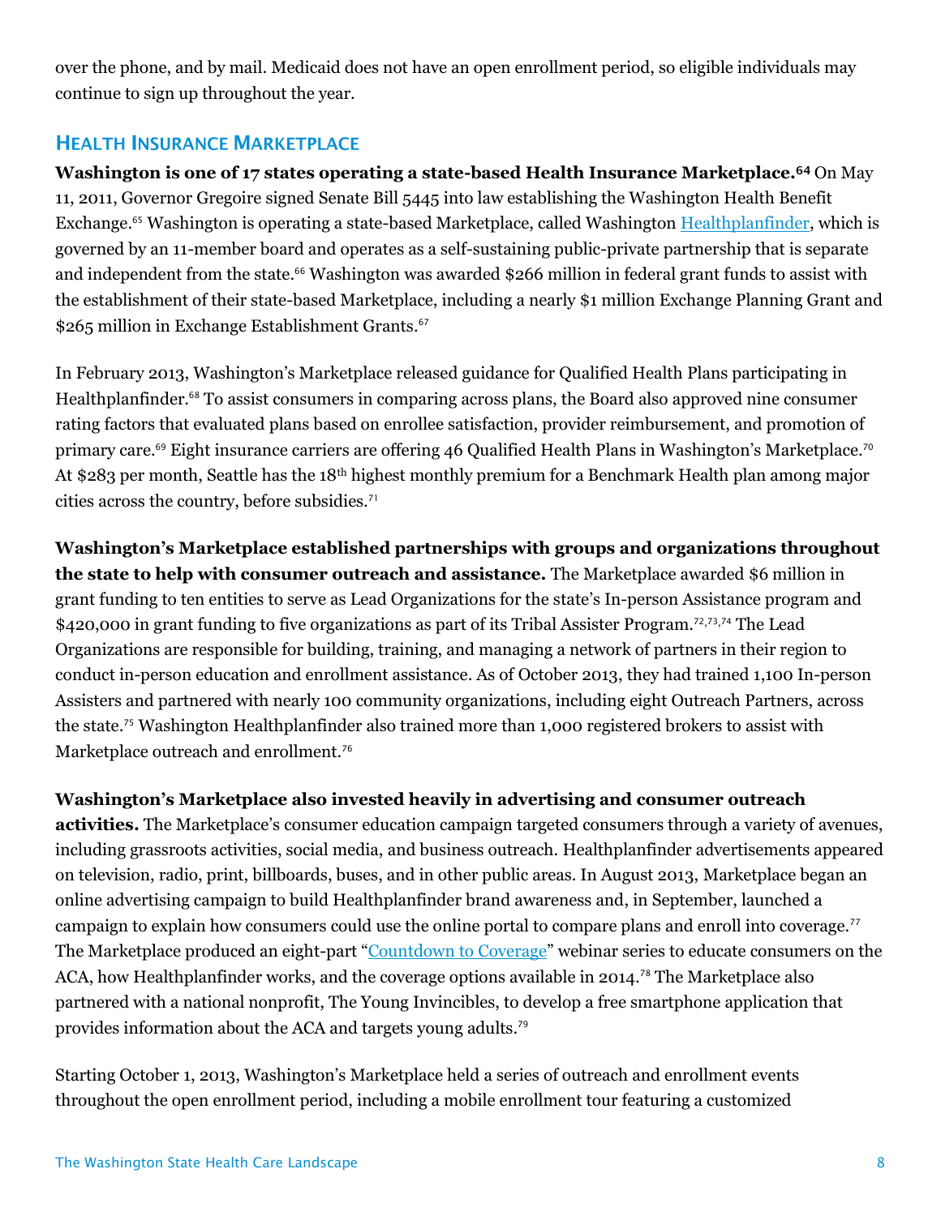over the phone, and by mail. Medicaid does not have an open enrollment period, so eligible individuals may continue to sign up throughout the year.

## Health Insurance Marketplace

**Washington is one of 17 states operating a state-based Health Insurance Marketplace.[64]** On May 11, 2011, Governor Gregoire signed Senate Bill 5445 into law establishing the Washington Health Benefit Exchange.[65] Washington is operating a state-based Marketplace, called Washington Healthplanfinder, which is governed by an 11-member board and operates as a self-sustaining public-private partnership that is separate and independent from the state.[66] Washington was awarded $266 million in federal grant funds to assist with the establishment of their state-based Marketplace, including a nearly $1 million Exchange Planning Grant and $265 million in Exchange Establishment Grants.[67]

In February 2013, Washington's Marketplace released guidance for Qualified Health Plans participating in Healthplanfinder.[68] To assist consumers in comparing across plans, the Board also approved nine consumer rating factors that evaluated plans based on enrollee satisfaction, provider reimbursement, and promotion of primary care.[69] Eight insurance carriers are offering 46 Qualified Health Plans in Washington's Marketplace.[70] At $283 per month, Seattle has the 18th highest monthly premium for a Benchmark Health plan among major cities across the country, before subsidies.[71]

**Washington's Marketplace established partnerships with groups and organizations throughout the state to help with consumer outreach and assistance.** The Marketplace awarded $6 million in grant funding to ten entities to serve as Lead Organizations for the state's In-person Assistance program and $420,000 in grant funding to five organizations as part of its Tribal Assister Program.[72,73,74] The Lead Organizations are responsible for building, training, and managing a network of partners in their region to conduct in-person education and enrollment assistance. As of October 2013, they had trained 1,100 In-person Assisters and partnered with nearly 100 community organizations, including eight Outreach Partners, across the state.[75] Washington Healthplanfinder also trained more than 1,000 registered brokers to assist with Marketplace outreach and enrollment.[76]

**Washington's Marketplace also invested heavily in advertising and consumer outreach activities.** The Marketplace's consumer education campaign targeted consumers through a variety of avenues, including grassroots activities, social media, and business outreach. Healthplanfinder advertisements appeared on television, radio, print, billboards, buses, and in other public areas. In August 2013, Marketplace began an online advertising campaign to build Healthplanfinder brand awareness and, in September, launched a campaign to explain how consumers could use the online portal to compare plans and enroll into coverage.[77] The Marketplace produced an eight-part "Countdown to Coverage" webinar series to educate consumers on the ACA, how Healthplanfinder works, and the coverage options available in 2014.[78] The Marketplace also partnered with a national nonprofit, The Young Invincibles, to develop a free smartphone application that provides information about the ACA and targets young adults.[79]

Starting October 1, 2013, Washington's Marketplace held a series of outreach and enrollment events throughout the open enrollment period, including a mobile enrollment tour featuring a customized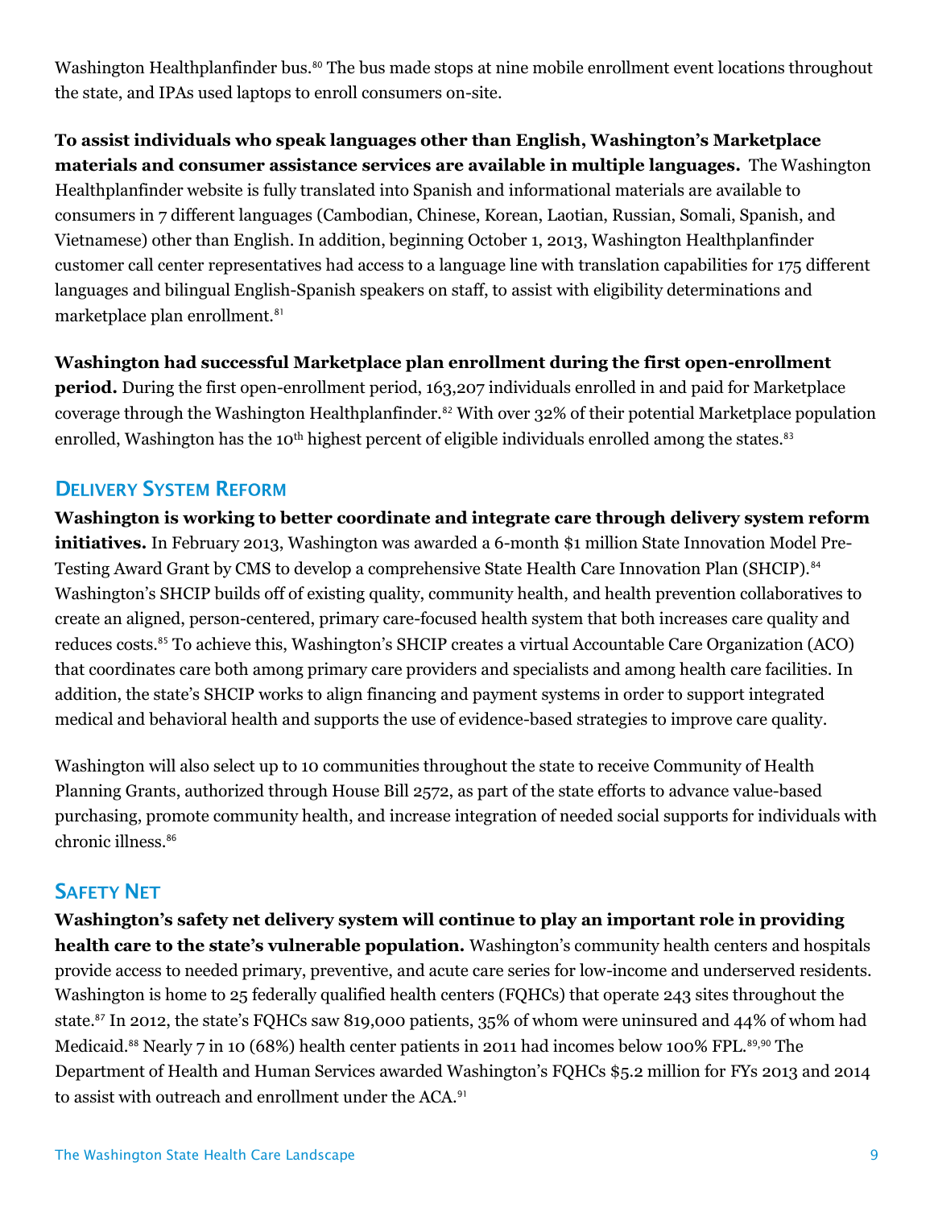Washington Healthplanfinder bus.[80] The bus made stops at nine mobile enrollment event locations throughout the state, and IPAs used laptops to enroll consumers on-site.

**To assist individuals who speak languages other than English, Washington's Marketplace materials and consumer assistance services are available in multiple languages.** The Washington Healthplanfinder website is fully translated into Spanish and informational materials are available to consumers in 7 different languages (Cambodian, Chinese, Korean, Laotian, Russian, Somali, Spanish, and Vietnamese) other than English. In addition, beginning October 1, 2013, Washington Healthplanfinder customer call center representatives had access to a language line with translation capabilities for 175 different languages and bilingual English-Spanish speakers on staff, to assist with eligibility determinations and marketplace plan enrollment.[81]

**Washington had successful Marketplace plan enrollment during the first open-enrollment period.** During the first open-enrollment period, 163,207 individuals enrolled in and paid for Marketplace coverage through the Washington Healthplanfinder.[82] With over 32% of their potential Marketplace population enrolled, Washington has the 10th highest percent of eligible individuals enrolled among the states.[83]

## Delivery System Reform

**Washington is working to better coordinate and integrate care through delivery system reform initiatives.** In February 2013, Washington was awarded a 6-month $1 million State Innovation Model Pre-Testing Award Grant by CMS to develop a comprehensive State Health Care Innovation Plan (SHCIP).[84] Washington's SHCIP builds off of existing quality, community health, and health prevention collaboratives to create an aligned, person-centered, primary care-focused health system that both increases care quality and reduces costs.[85] To achieve this, Washington's SHCIP creates a virtual Accountable Care Organization (ACO) that coordinates care both among primary care providers and specialists and among health care facilities. In addition, the state's SHCIP works to align financing and payment systems in order to support integrated medical and behavioral health and supports the use of evidence-based strategies to improve care quality.

Washington will also select up to 10 communities throughout the state to receive Community of Health Planning Grants, authorized through House Bill 2572, as part of the state efforts to advance value-based purchasing, promote community health, and increase integration of needed social supports for individuals with chronic illness.[86]

## Safety Net

**Washington's safety net delivery system will continue to play an important role in providing health care to the state's vulnerable population.** Washington's community health centers and hospitals provide access to needed primary, preventive, and acute care series for low-income and underserved residents. Washington is home to 25 federally qualified health centers (FQHCs) that operate 243 sites throughout the state.[87] In 2012, the state's FQHCs saw 819,000 patients, 35% of whom were uninsured and 44% of whom had Medicaid.[88] Nearly 7 in 10 (68%) health center patients in 2011 had incomes below 100% FPL.[89,90] The Department of Health and Human Services awarded Washington's FQHCs $5.2 million for FYs 2013 and 2014 to assist with outreach and enrollment under the ACA.[91]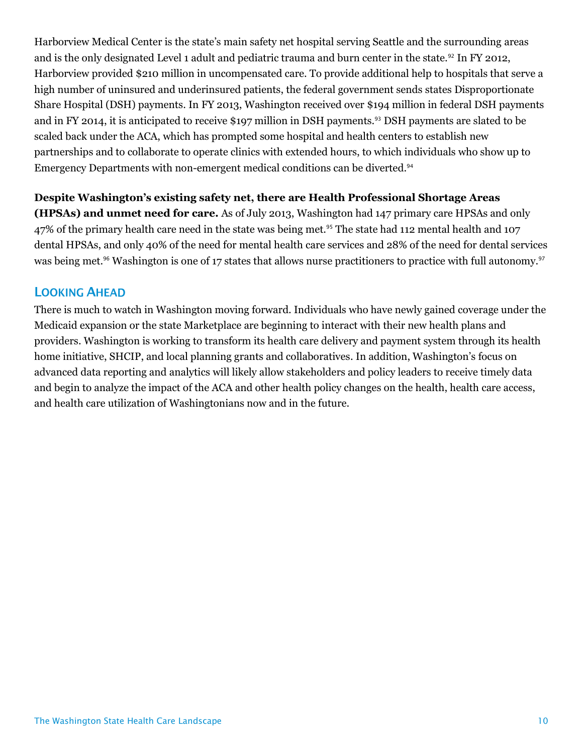Harborview Medical Center is the state's main safety net hospital serving Seattle and the surrounding areas and is the only designated Level 1 adult and pediatric trauma and burn center in the state.[92] In FY 2012, Harborview provided $210 million in uncompensated care. To provide additional help to hospitals that serve a high number of uninsured and underinsured patients, the federal government sends states Disproportionate Share Hospital (DSH) payments. In FY 2013, Washington received over $194 million in federal DSH payments and in FY 2014, it is anticipated to receive $197 million in DSH payments.[93] DSH payments are slated to be scaled back under the ACA, which has prompted some hospital and health centers to establish new partnerships and to collaborate to operate clinics with extended hours, to which individuals who show up to Emergency Departments with non-emergent medical conditions can be diverted.[94]

**Despite Washington's existing safety net, there are Health Professional Shortage Areas (HPSAs) and unmet need for care.** As of July 2013, Washington had 147 primary care HPSAs and only 47% of the primary health care need in the state was being met.[95] The state had 112 mental health and 107 dental HPSAs, and only 40% of the need for mental health care services and 28% of the need for dental services was being met.[96] Washington is one of 17 states that allows nurse practitioners to practice with full autonomy.[97]

## Looking Ahead

There is much to watch in Washington moving forward. Individuals who have newly gained coverage under the Medicaid expansion or the state Marketplace are beginning to interact with their new health plans and providers. Washington is working to transform its health care delivery and payment system through its health home initiative, SHCIP, and local planning grants and collaboratives. In addition, Washington's focus on advanced data reporting and analytics will likely allow stakeholders and policy leaders to receive timely data and begin to analyze the impact of the ACA and other health policy changes on the health, health care access, and health care utilization of Washingtonians now and in the future.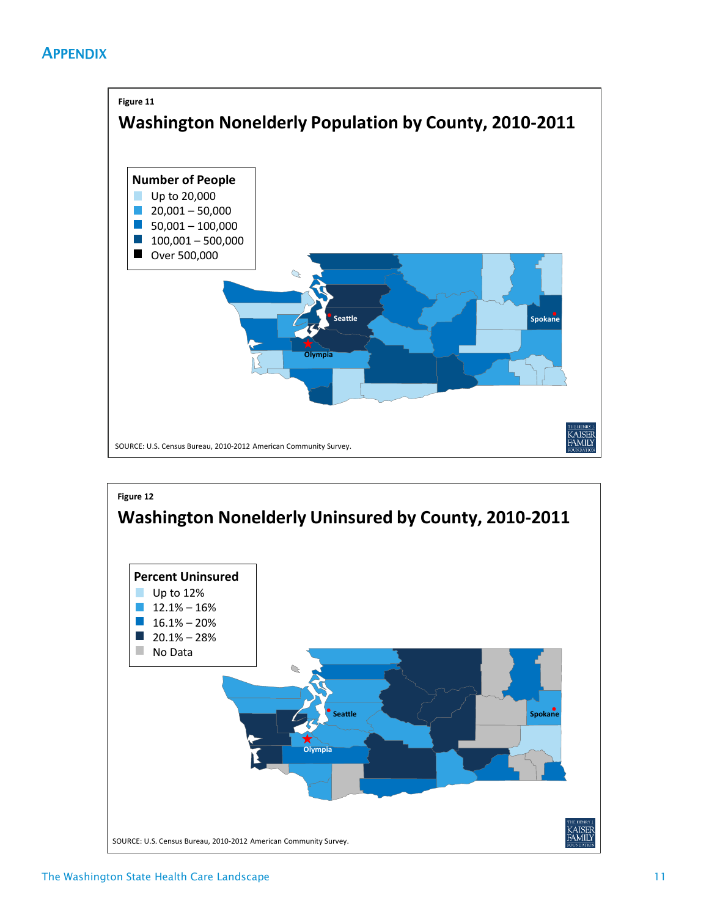## APPENDIX

Figure 11

### Washington Nonelderly Population by County, 2010-2011

**Number of People**
- Up to 20,000
- 20,001 – 50,000
- 50,001 – 100,000
- 100,001 – 500,000
- Over 500,000

Seattle
Spokane
Olympia

SOURCE: U.S. Census Bureau, 2010-2012 American Community Survey.

Figure 12

### Washington Nonelderly Uninsured by County, 2010-2011

**Percent Uninsured**
- Up to 12%
- 12.1% – 16%
- 16.1% – 20%
- 20.1% – 28%
- No Data

Seattle
Spokane
Olympia

SOURCE: U.S. Census Bureau, 2010-2012 American Community Survey.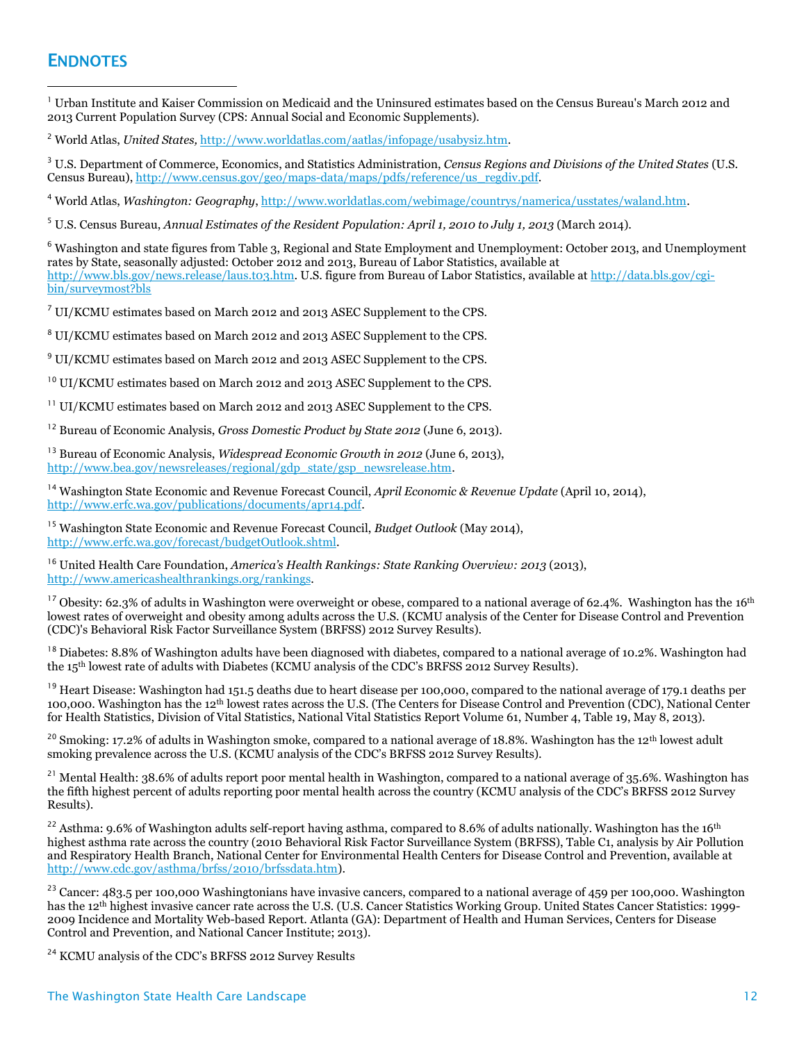## ENDNOTES

[1] Urban Institute and Kaiser Commission on Medicaid and the Uninsured estimates based on the Census Bureau's March 2012 and 2013 Current Population Survey (CPS: Annual Social and Economic Supplements).

[2] World Atlas, *United States*, http://www.worldatlas.com/aatlas/infopage/usabysiz.htm.

[3] U.S. Department of Commerce, Economics, and Statistics Administration, *Census Regions and Divisions of the United States* (U.S. Census Bureau), http://www.census.gov/geo/maps-data/maps/pdfs/reference/us_regdiv.pdf.

[4] World Atlas, *Washington: Geography*, http://www.worldatlas.com/webimage/countrys/namerica/usstates/waland.htm.

[5] U.S. Census Bureau, *Annual Estimates of the Resident Population: April 1, 2010 to July 1, 2013* (March 2014).

[6] Washington and state figures from Table 3, Regional and State Employment and Unemployment: October 2013, and Unemployment rates by State, seasonally adjusted: October 2012 and 2013, Bureau of Labor Statistics, available at http://www.bls.gov/news.release/laus.t03.htm. U.S. figure from Bureau of Labor Statistics, available at http://data.bls.gov/cgi-bin/surveymost?bls

[7] UI/KCMU estimates based on March 2012 and 2013 ASEC Supplement to the CPS.

[8] UI/KCMU estimates based on March 2012 and 2013 ASEC Supplement to the CPS.

[9] UI/KCMU estimates based on March 2012 and 2013 ASEC Supplement to the CPS.

[10] UI/KCMU estimates based on March 2012 and 2013 ASEC Supplement to the CPS.

[11] UI/KCMU estimates based on March 2012 and 2013 ASEC Supplement to the CPS.

[12] Bureau of Economic Analysis, *Gross Domestic Product by State 2012* (June 6, 2013).

[13] Bureau of Economic Analysis, *Widespread Economic Growth in 2012* (June 6, 2013), http://www.bea.gov/newsreleases/regional/gdp_state/gsp_newsrelease.htm.

[14] Washington State Economic and Revenue Forecast Council, *April Economic & Revenue Update* (April 10, 2014), http://www.erfc.wa.gov/publications/documents/apr14.pdf.

[15] Washington State Economic and Revenue Forecast Council, *Budget Outlook* (May 2014), http://www.erfc.wa.gov/forecast/budgetOutlook.shtml.

[16] United Health Care Foundation, *America's Health Rankings: State Ranking Overview: 2013* (2013), http://www.americashealthrankings.org/rankings.

[17] Obesity: 62.3% of adults in Washington were overweight or obese, compared to a national average of 62.4%. Washington has the 16th lowest rates of overweight and obesity among adults across the U.S. (KCMU analysis of the Center for Disease Control and Prevention (CDC)'s Behavioral Risk Factor Surveillance System (BRFSS) 2012 Survey Results).

[18] Diabetes: 8.8% of Washington adults have been diagnosed with diabetes, compared to a national average of 10.2%. Washington had the 15th lowest rate of adults with Diabetes (KCMU analysis of the CDC's BRFSS 2012 Survey Results).

[19] Heart Disease: Washington had 151.5 deaths due to heart disease per 100,000, compared to the national average of 179.1 deaths per 100,000. Washington has the 12th lowest rates across the U.S. (The Centers for Disease Control and Prevention (CDC), National Center for Health Statistics, Division of Vital Statistics, National Vital Statistics Report Volume 61, Number 4, Table 19, May 8, 2013).

[20] Smoking: 17.2% of adults in Washington smoke, compared to a national average of 18.8%. Washington has the 12th lowest adult smoking prevalence across the U.S. (KCMU analysis of the CDC's BRFSS 2012 Survey Results).

[21] Mental Health: 38.6% of adults report poor mental health in Washington, compared to a national average of 35.6%. Washington has the fifth highest percent of adults reporting poor mental health across the country (KCMU analysis of the CDC's BRFSS 2012 Survey Results).

[22] Asthma: 9.6% of Washington adults self-report having asthma, compared to 8.6% of adults nationally. Washington has the 16th highest asthma rate across the country (2010 Behavioral Risk Factor Surveillance System (BRFSS), Table C1, analysis by Air Pollution and Respiratory Health Branch, National Center for Environmental Health Centers for Disease Control and Prevention, available at http://www.cdc.gov/asthma/brfss/2010/brfssdata.htm).

[23] Cancer: 483.5 per 100,000 Washingtonians have invasive cancers, compared to a national average of 459 per 100,000. Washington has the 12th highest invasive cancer rate across the U.S. (U.S. Cancer Statistics Working Group. United States Cancer Statistics: 1999-2009 Incidence and Mortality Web-based Report. Atlanta (GA): Department of Health and Human Services, Centers for Disease Control and Prevention, and National Cancer Institute; 2013).

[24] KCMU analysis of the CDC's BRFSS 2012 Survey Results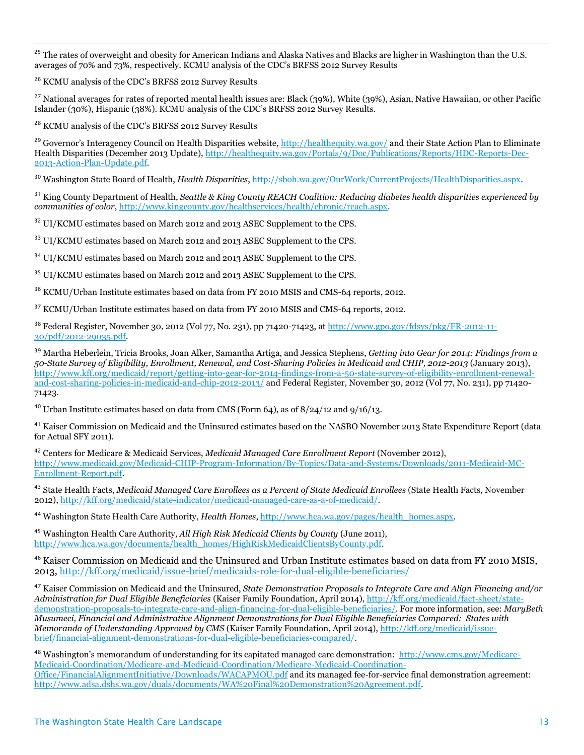[25] The rates of overweight and obesity for American Indians and Alaska Natives and Blacks are higher in Washington than the U.S. averages of 70% and 73%, respectively. KCMU analysis of the CDC's BRFSS 2012 Survey Results

[26] KCMU analysis of the CDC's BRFSS 2012 Survey Results

[27] National averages for rates of reported mental health issues are: Black (39%), White (39%), Asian, Native Hawaiian, or other Pacific Islander (30%), Hispanic (38%). KCMU analysis of the CDC's BRFSS 2012 Survey Results.

[28] KCMU analysis of the CDC's BRFSS 2012 Survey Results

[29] Governor's Interagency Council on Health Disparities website, http://healthequity.wa.gov/ and their State Action Plan to Eliminate Health Disparities (December 2013 Update), http://healthequity.wa.gov/Portals/9/Doc/Publications/Reports/HDC-Reports-Dec-2013-Action-Plan-Update.pdf.

[30] Washington State Board of Health, *Health Disparities*, http://sboh.wa.gov/OurWork/CurrentProjects/HealthDisparities.aspx.

[31] King County Department of Health, *Seattle & King County REACH Coalition: Reducing diabetes health disparities experienced by communities of color*, http://www.kingcounty.gov/healthservices/health/chronic/reach.aspx.

[32] UI/KCMU estimates based on March 2012 and 2013 ASEC Supplement to the CPS.

[33] UI/KCMU estimates based on March 2012 and 2013 ASEC Supplement to the CPS.

[34] UI/KCMU estimates based on March 2012 and 2013 ASEC Supplement to the CPS.

[35] UI/KCMU estimates based on March 2012 and 2013 ASEC Supplement to the CPS.

[36] KCMU/Urban Institute estimates based on data from FY 2010 MSIS and CMS-64 reports, 2012.

[37] KCMU/Urban Institute estimates based on data from FY 2010 MSIS and CMS-64 reports, 2012.

[38] Federal Register, November 30, 2012 (Vol 77, No. 231), pp 71420-71423, at http://www.gpo.gov/fdsys/pkg/FR-2012-11-30/pdf/2012-29035.pdf.

[39] Martha Heberlein, Tricia Brooks, Joan Alker, Samantha Artiga, and Jessica Stephens, *Getting into Gear for 2014: Findings from a 50-State Survey of Eligibility, Enrollment, Renewal, and Cost-Sharing Policies in Medicaid and CHIP, 2012-2013* (January 2013), http://www.kff.org/medicaid/report/getting-into-gear-for-2014-findings-from-a-50-state-survey-of-eligibility-enrollment-renewal-and-cost-sharing-policies-in-medicaid-and-chip-2012-2013/ and Federal Register, November 30, 2012 (Vol 77, No. 231), pp 71420-71423.

[40] Urban Institute estimates based on data from CMS (Form 64), as of 8/24/12 and 9/16/13.

[41] Kaiser Commission on Medicaid and the Uninsured estimates based on the NASBO November 2013 State Expenditure Report (data for Actual SFY 2011).

[42] Centers for Medicare & Medicaid Services, *Medicaid Managed Care Enrollment Report* (November 2012), http://www.medicaid.gov/Medicaid-CHIP-Program-Information/By-Topics/Data-and-Systems/Downloads/2011-Medicaid-MC-Enrollment-Report.pdf.

[43] State Health Facts, *Medicaid Managed Care Enrollees as a Percent of State Medicaid Enrollees* (State Health Facts, November 2012), http://kff.org/medicaid/state-indicator/medicaid-managed-care-as-a-of-medicaid/.

[44] Washington State Health Care Authority, *Health Homes*, http://www.hca.wa.gov/pages/health_homes.aspx.

[45] Washington Health Care Authority, *All High Risk Medicaid Clients by County* (June 2011), http://www.hca.wa.gov/documents/health_homes/HighRiskMedicaidClientsByCounty.pdf.

[46] Kaiser Commission on Medicaid and the Uninsured and Urban Institute estimates based on data from FY 2010 MSIS, 2013, http://kff.org/medicaid/issue-brief/medicaids-role-for-dual-eligible-beneficiaries/

[47] Kaiser Commission on Medicaid and the Uninsured, *State Demonstration Proposals to Integrate Care and Align Financing and/or Administration for Dual Eligible Beneficiaries* (Kaiser Family Foundation, April 2014), http://kff.org/medicaid/fact-sheet/state-demonstration-proposals-to-integrate-care-and-align-financing-for-dual-eligible-beneficiaries/. For more information, see: *MaryBeth Musumeci, Financial and Administrative Alignment Demonstrations for Dual Eligible Beneficiaries Compared: States with Memoranda of Understanding Approved by CMS* (Kaiser Family Foundation, April 2014), http://kff.org/medicaid/issue-brief/financial-alignment-demonstrations-for-dual-eligible-beneficiaries-compared/.

[48] Washington's memorandum of understanding for its capitated managed care demonstration: http://www.cms.gov/Medicare-Medicaid-Coordination/Medicare-and-Medicaid-Coordination/Medicare-Medicaid-Coordination-Office/FinancialAlignmentInitiative/Downloads/WACAPMOU.pdf and its managed fee-for-service final demonstration agreement: http://www.adsa.dshs.wa.gov/duals/documents/WA%20Final%20Demonstration%20Agreement.pdf.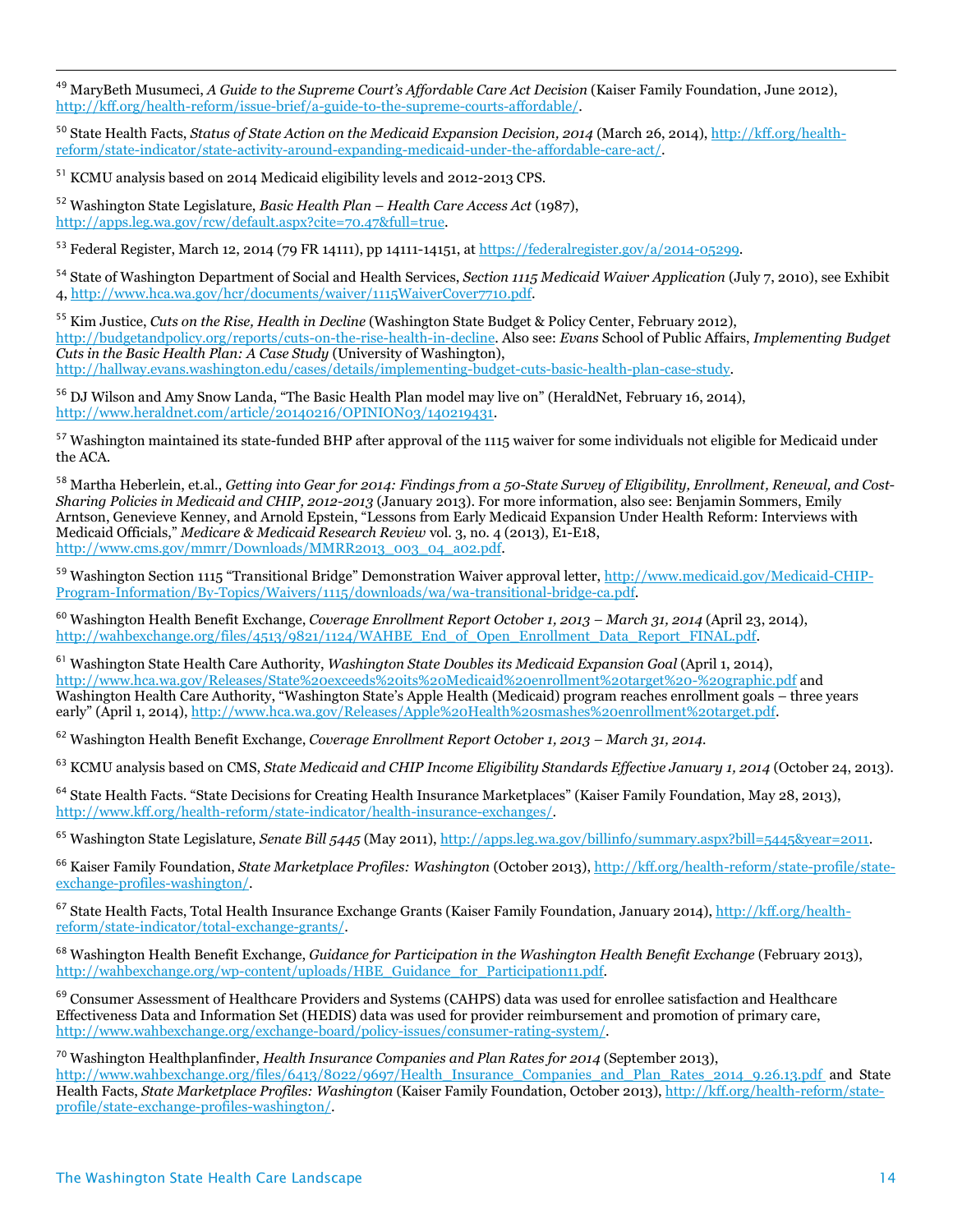[49] MaryBeth Musumeci, *A Guide to the Supreme Court's Affordable Care Act Decision* (Kaiser Family Foundation, June 2012), http://kff.org/health-reform/issue-brief/a-guide-to-the-supreme-courts-affordable/.

[50] State Health Facts, *Status of State Action on the Medicaid Expansion Decision, 2014* (March 26, 2014), http://kff.org/health-reform/state-indicator/state-activity-around-expanding-medicaid-under-the-affordable-care-act/.

[51] KCMU analysis based on 2014 Medicaid eligibility levels and 2012-2013 CPS.

[52] Washington State Legislature, *Basic Health Plan – Health Care Access Act* (1987), http://apps.leg.wa.gov/rcw/default.aspx?cite=70.47&full=true.

[53] Federal Register, March 12, 2014 (79 FR 14111), pp 14111-14151, at https://federalregister.gov/a/2014-05299.

[54] State of Washington Department of Social and Health Services, *Section 1115 Medicaid Waiver Application* (July 7, 2010), see Exhibit 4, http://www.hca.wa.gov/hcr/documents/waiver/1115WaiverCover7710.pdf.

[55] Kim Justice, *Cuts on the Rise, Health in Decline* (Washington State Budget & Policy Center, February 2012), http://budgetandpolicy.org/reports/cuts-on-the-rise-health-in-decline. Also see: *Evans* School of Public Affairs, *Implementing Budget Cuts in the Basic Health Plan: A Case Study* (University of Washington), http://hallway.evans.washington.edu/cases/details/implementing-budget-cuts-basic-health-plan-case-study.

[56] DJ Wilson and Amy Snow Landa, "The Basic Health Plan model may live on" (HeraldNet, February 16, 2014), http://www.heraldnet.com/article/20140216/OPINION03/140219431.

[57] Washington maintained its state-funded BHP after approval of the 1115 waiver for some individuals not eligible for Medicaid under the ACA.

[58] Martha Heberlein, et.al., *Getting into Gear for 2014: Findings from a 50-State Survey of Eligibility, Enrollment, Renewal, and Cost-Sharing Policies in Medicaid and CHIP, 2012-2013* (January 2013). For more information, also see: Benjamin Sommers, Emily Arntson, Genevieve Kenney, and Arnold Epstein, "Lessons from Early Medicaid Expansion Under Health Reform: Interviews with Medicaid Officials," *Medicare & Medicaid Research Review* vol. 3, no. 4 (2013), E1-E18, http://www.cms.gov/mmrr/Downloads/MMRR2013_003_04_a02.pdf.

[59] Washington Section 1115 "Transitional Bridge" Demonstration Waiver approval letter, http://www.medicaid.gov/Medicaid-CHIP-Program-Information/By-Topics/Waivers/1115/downloads/wa/wa-transitional-bridge-ca.pdf.

[60] Washington Health Benefit Exchange, *Coverage Enrollment Report October 1, 2013 – March 31, 2014* (April 23, 2014), http://wahbexchange.org/files/4513/9821/1124/WAHBE_End_of_Open_Enrollment_Data_Report_FINAL.pdf.

[61] Washington State Health Care Authority, *Washington State Doubles its Medicaid Expansion Goal* (April 1, 2014), http://www.hca.wa.gov/Releases/State%20exceeds%20its%20Medicaid%20enrollment%20target%20-%20graphic.pdf and Washington Health Care Authority, "Washington State's Apple Health (Medicaid) program reaches enrollment goals – three years early" (April 1, 2014), http://www.hca.wa.gov/Releases/Apple%20Health%20smashes%20enrollment%20target.pdf.

[62] Washington Health Benefit Exchange, *Coverage Enrollment Report October 1, 2013 – March 31, 2014*.

[63] KCMU analysis based on CMS, *State Medicaid and CHIP Income Eligibility Standards Effective January 1, 2014* (October 24, 2013).

[64] State Health Facts. "State Decisions for Creating Health Insurance Marketplaces" (Kaiser Family Foundation, May 28, 2013), http://www.kff.org/health-reform/state-indicator/health-insurance-exchanges/.

[65] Washington State Legislature, *Senate Bill 5445* (May 2011), http://apps.leg.wa.gov/billinfo/summary.aspx?bill=5445&year=2011.

[66] Kaiser Family Foundation, *State Marketplace Profiles: Washington* (October 2013), http://kff.org/health-reform/state-profile/state-exchange-profiles-washington/.

[67] State Health Facts, Total Health Insurance Exchange Grants (Kaiser Family Foundation, January 2014), http://kff.org/health-reform/state-indicator/total-exchange-grants/.

[68] Washington Health Benefit Exchange, *Guidance for Participation in the Washington Health Benefit Exchange* (February 2013), http://wahbexchange.org/wp-content/uploads/HBE_Guidance_for_Participation11.pdf.

[69] Consumer Assessment of Healthcare Providers and Systems (CAHPS) data was used for enrollee satisfaction and Healthcare Effectiveness Data and Information Set (HEDIS) data was used for provider reimbursement and promotion of primary care, http://www.wahbexchange.org/exchange-board/policy-issues/consumer-rating-system/.

[70] Washington Healthplanfinder, *Health Insurance Companies and Plan Rates for 2014* (September 2013), http://www.wahbexchange.org/files/6413/8022/9697/Health_Insurance_Companies_and_Plan_Rates_2014_9.26.13.pdf and State Health Facts, *State Marketplace Profiles: Washington* (Kaiser Family Foundation, October 2013), http://kff.org/health-reform/state-profile/state-exchange-profiles-washington/.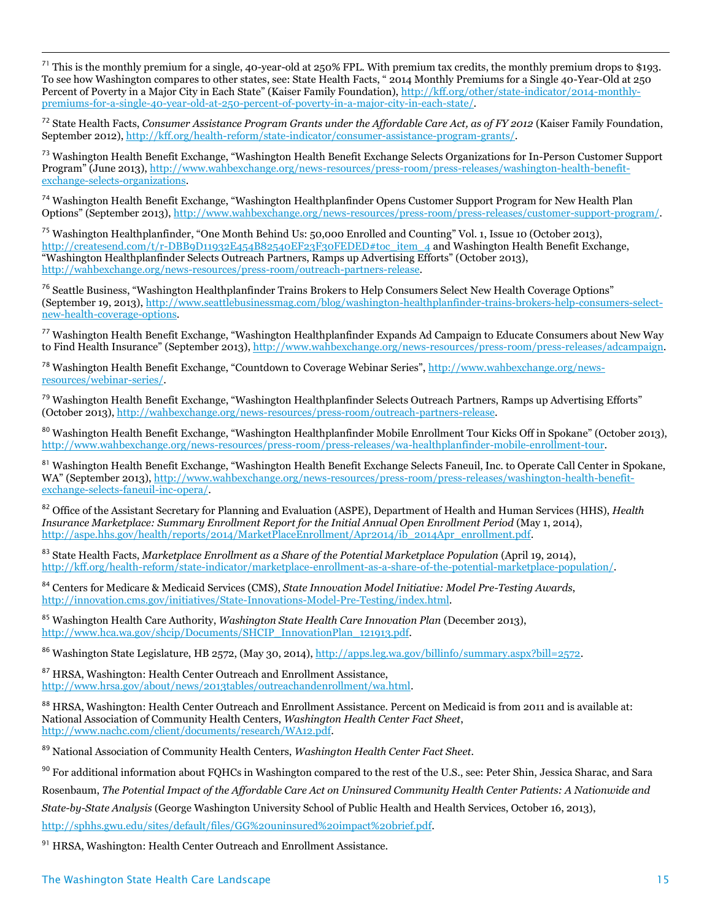[71] This is the monthly premium for a single, 40-year-old at 250% FPL. With premium tax credits, the monthly premium drops to $193. To see how Washington compares to other states, see: State Health Facts, " 2014 Monthly Premiums for a Single 40-Year-Old at 250 Percent of Poverty in a Major City in Each State" (Kaiser Family Foundation), http://kff.org/other/state-indicator/2014-monthly-premiums-for-a-single-40-year-old-at-250-percent-of-poverty-in-a-major-city-in-each-state/.

[72] State Health Facts, *Consumer Assistance Program Grants under the Affordable Care Act, as of FY 2012* (Kaiser Family Foundation, September 2012), http://kff.org/health-reform/state-indicator/consumer-assistance-program-grants/.

[73] Washington Health Benefit Exchange, "Washington Health Benefit Exchange Selects Organizations for In-Person Customer Support Program" (June 2013), http://www.wahbexchange.org/news-resources/press-room/press-releases/washington-health-benefit-exchange-selects-organizations.

[74] Washington Health Benefit Exchange, "Washington Healthplanfinder Opens Customer Support Program for New Health Plan Options" (September 2013), http://www.wahbexchange.org/news-resources/press-room/press-releases/customer-support-program/.

[75] Washington Healthplanfinder, "One Month Behind Us: 50,000 Enrolled and Counting" Vol. 1, Issue 10 (October 2013), http://createsend.com/t/r-DBB9D11932E454B82540EF23F30FEDED#toc_item_4 and Washington Health Benefit Exchange, "Washington Healthplanfinder Selects Outreach Partners, Ramps up Advertising Efforts" (October 2013), http://wahbexchange.org/news-resources/press-room/outreach-partners-release.

[76] Seattle Business, "Washington Healthplanfinder Trains Brokers to Help Consumers Select New Health Coverage Options" (September 19, 2013), http://www.seattlebusinessmag.com/blog/washington-healthplanfinder-trains-brokers-help-consumers-select-new-health-coverage-options.

[77] Washington Health Benefit Exchange, "Washington Healthplanfinder Expands Ad Campaign to Educate Consumers about New Way to Find Health Insurance" (September 2013), http://www.wahbexchange.org/news-resources/press-room/press-releases/adcampaign.

[78] Washington Health Benefit Exchange, "Countdown to Coverage Webinar Series", http://www.wahbexchange.org/news-resources/webinar-series/.

[79] Washington Health Benefit Exchange, "Washington Healthplanfinder Selects Outreach Partners, Ramps up Advertising Efforts" (October 2013), http://wahbexchange.org/news-resources/press-room/outreach-partners-release.

[80] Washington Health Benefit Exchange, "Washington Healthplanfinder Mobile Enrollment Tour Kicks Off in Spokane" (October 2013), http://www.wahbexchange.org/news-resources/press-room/press-releases/wa-healthplanfinder-mobile-enrollment-tour.

[81] Washington Health Benefit Exchange, "Washington Health Benefit Exchange Selects Faneuil, Inc. to Operate Call Center in Spokane, WA" (September 2013), http://www.wahbexchange.org/news-resources/press-room/press-releases/washington-health-benefit-exchange-selects-faneuil-inc-opera/.

[82] Office of the Assistant Secretary for Planning and Evaluation (ASPE), Department of Health and Human Services (HHS), *Health Insurance Marketplace: Summary Enrollment Report for the Initial Annual Open Enrollment Period* (May 1, 2014), http://aspe.hhs.gov/health/reports/2014/MarketPlaceEnrollment/Apr2014/ib_2014Apr_enrollment.pdf.

[83] State Health Facts, *Marketplace Enrollment as a Share of the Potential Marketplace Population* (April 19, 2014), http://kff.org/health-reform/state-indicator/marketplace-enrollment-as-a-share-of-the-potential-marketplace-population/.

[84] Centers for Medicare & Medicaid Services (CMS), *State Innovation Model Initiative: Model Pre-Testing Awards*, http://innovation.cms.gov/initiatives/State-Innovations-Model-Pre-Testing/index.html.

[85] Washington Health Care Authority, *Washington State Health Care Innovation Plan* (December 2013), http://www.hca.wa.gov/shcip/Documents/SHCIP_InnovationPlan_121913.pdf.

[86] Washington State Legislature, HB 2572, (May 30, 2014), http://apps.leg.wa.gov/billinfo/summary.aspx?bill=2572.

[87] HRSA, Washington: Health Center Outreach and Enrollment Assistance, http://www.hrsa.gov/about/news/2013tables/outreachandenrollment/wa.html.

[88] HRSA, Washington: Health Center Outreach and Enrollment Assistance. Percent on Medicaid is from 2011 and is available at: National Association of Community Health Centers, *Washington Health Center Fact Sheet*, http://www.nachc.com/client/documents/research/WA12.pdf.

[89] National Association of Community Health Centers, *Washington Health Center Fact Sheet*.

[90] For additional information about FQHCs in Washington compared to the rest of the U.S., see: Peter Shin, Jessica Sharac, and Sara Rosenbaum, *The Potential Impact of the Affordable Care Act on Uninsured Community Health Center Patients: A Nationwide and State-by-State Analysis* (George Washington University School of Public Health and Health Services, October 16, 2013), http://sphhs.gwu.edu/sites/default/files/GG%20uninsured%20impact%20brief.pdf.

[91] HRSA, Washington: Health Center Outreach and Enrollment Assistance.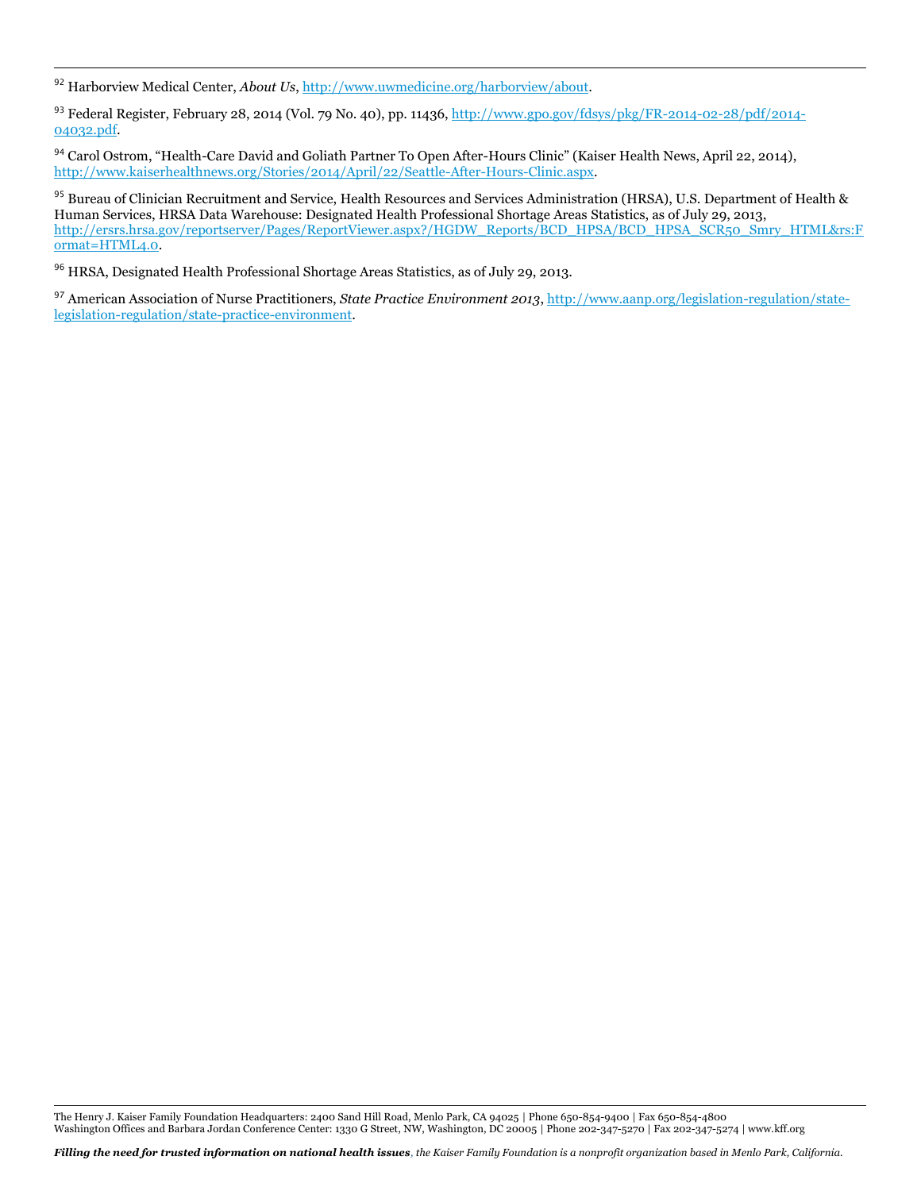[92] Harborview Medical Center, *About Us*, http://www.uwmedicine.org/harborview/about.

[93] Federal Register, February 28, 2014 (Vol. 79 No. 40), pp. 11436, http://www.gpo.gov/fdsys/pkg/FR-2014-02-28/pdf/2014-04032.pdf.

[94] Carol Ostrom, "Health-Care David and Goliath Partner To Open After-Hours Clinic" (Kaiser Health News, April 22, 2014), http://www.kaiserhealthnews.org/Stories/2014/April/22/Seattle-After-Hours-Clinic.aspx.

[95] Bureau of Clinician Recruitment and Service, Health Resources and Services Administration (HRSA), U.S. Department of Health & Human Services, HRSA Data Warehouse: Designated Health Professional Shortage Areas Statistics, as of July 29, 2013, http://ersrs.hrsa.gov/reportserver/Pages/ReportViewer.aspx?/HGDW_Reports/BCD_HPSA/BCD_HPSA_SCR50_Smry_HTML&rs:Format=HTML4.0.

[96] HRSA, Designated Health Professional Shortage Areas Statistics, as of July 29, 2013.

[97] American Association of Nurse Practitioners, *State Practice Environment 2013*, http://www.aanp.org/legislation-regulation/state-legislation-regulation/state-practice-environment.

The Henry J. Kaiser Family Foundation Headquarters: 2400 Sand Hill Road, Menlo Park, CA 94025 | Phone 650-854-9400 | Fax 650-854-4800
Washington Offices and Barbara Jordan Conference Center: 1330 G Street, NW, Washington, DC 20005 | Phone 202-347-5270 | Fax 202-347-5274 | www.kff.org

***Filling the need for trusted information on national health issues****, the Kaiser Family Foundation is a nonprofit organization based in Menlo Park, California.*